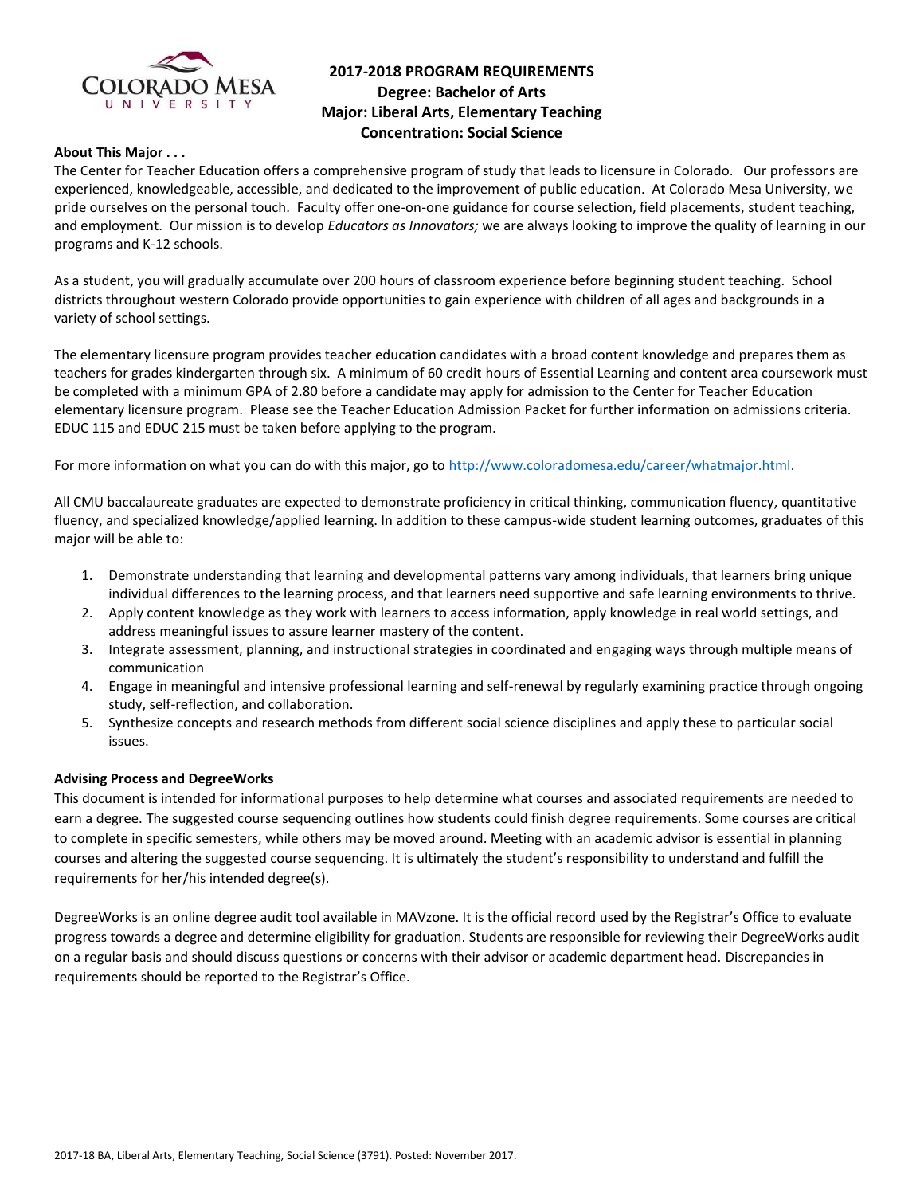# 2017-2018 PROGRAM REQUIREMENTS
## Degree: Bachelor of Arts
## Major: Liberal Arts, Elementary Teaching
## Concentration: Social Science

**About This Major . . .**

The Center for Teacher Education offers a comprehensive program of study that leads to licensure in Colorado. Our professors are experienced, knowledgeable, accessible, and dedicated to the improvement of public education. At Colorado Mesa University, we pride ourselves on the personal touch. Faculty offer one-on-one guidance for course selection, field placements, student teaching, and employment. Our mission is to develop *Educators as Innovators;* we are always looking to improve the quality of learning in our programs and K-12 schools.

As a student, you will gradually accumulate over 200 hours of classroom experience before beginning student teaching. School districts throughout western Colorado provide opportunities to gain experience with children of all ages and backgrounds in a variety of school settings.

The elementary licensure program provides teacher education candidates with a broad content knowledge and prepares them as teachers for grades kindergarten through six. A minimum of 60 credit hours of Essential Learning and content area coursework must be completed with a minimum GPA of 2.80 before a candidate may apply for admission to the Center for Teacher Education elementary licensure program. Please see the Teacher Education Admission Packet for further information on admissions criteria. EDUC 115 and EDUC 215 must be taken before applying to the program.

For more information on what you can do with this major, go to http://www.coloradomesa.edu/career/whatmajor.html.

All CMU baccalaureate graduates are expected to demonstrate proficiency in critical thinking, communication fluency, quantitative fluency, and specialized knowledge/applied learning. In addition to these campus-wide student learning outcomes, graduates of this major will be able to:

1. Demonstrate understanding that learning and developmental patterns vary among individuals, that learners bring unique individual differences to the learning process, and that learners need supportive and safe learning environments to thrive.
2. Apply content knowledge as they work with learners to access information, apply knowledge in real world settings, and address meaningful issues to assure learner mastery of the content.
3. Integrate assessment, planning, and instructional strategies in coordinated and engaging ways through multiple means of communication
4. Engage in meaningful and intensive professional learning and self-renewal by regularly examining practice through ongoing study, self-reflection, and collaboration.
5. Synthesize concepts and research methods from different social science disciplines and apply these to particular social issues.

**Advising Process and DegreeWorks**

This document is intended for informational purposes to help determine what courses and associated requirements are needed to earn a degree. The suggested course sequencing outlines how students could finish degree requirements. Some courses are critical to complete in specific semesters, while others may be moved around. Meeting with an academic advisor is essential in planning courses and altering the suggested course sequencing. It is ultimately the student's responsibility to understand and fulfill the requirements for her/his intended degree(s).

DegreeWorks is an online degree audit tool available in MAVzone. It is the official record used by the Registrar's Office to evaluate progress towards a degree and determine eligibility for graduation. Students are responsible for reviewing their DegreeWorks audit on a regular basis and should discuss questions or concerns with their advisor or academic department head. Discrepancies in requirements should be reported to the Registrar's Office.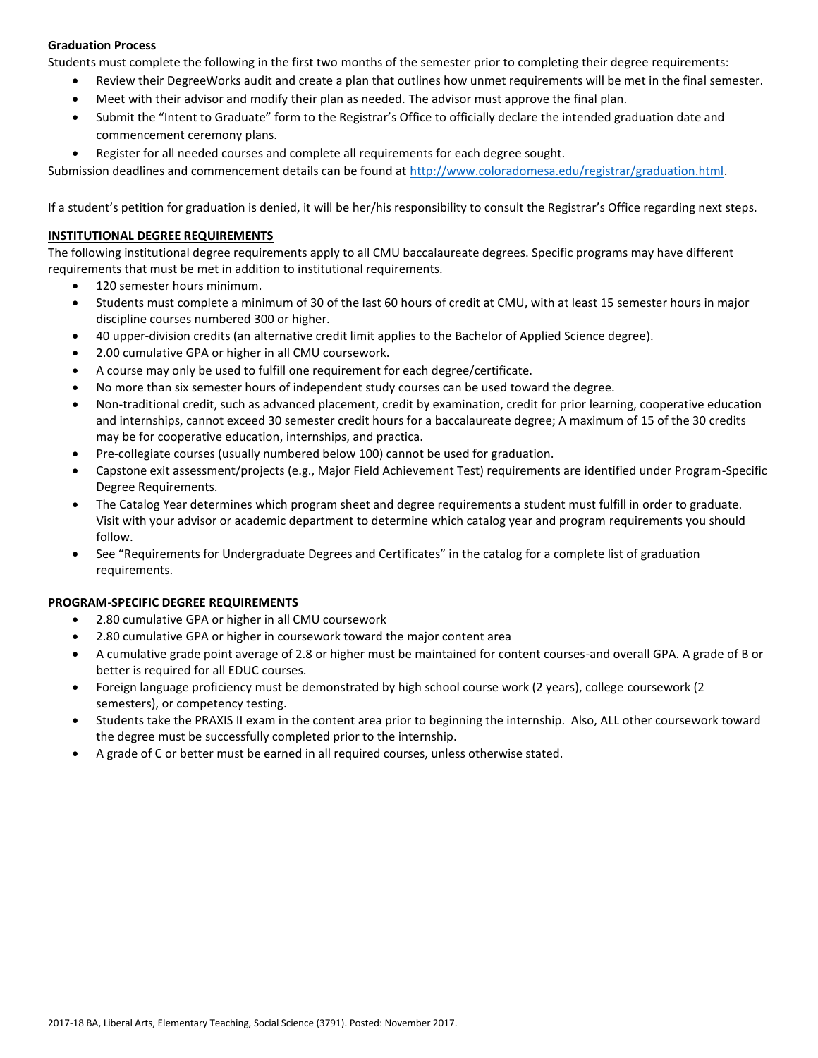**Graduation Process**

Students must complete the following in the first two months of the semester prior to completing their degree requirements:

- Review their DegreeWorks audit and create a plan that outlines how unmet requirements will be met in the final semester.
- Meet with their advisor and modify their plan as needed. The advisor must approve the final plan.
- Submit the "Intent to Graduate" form to the Registrar's Office to officially declare the intended graduation date and commencement ceremony plans.
- Register for all needed courses and complete all requirements for each degree sought.

Submission deadlines and commencement details can be found at http://www.coloradomesa.edu/registrar/graduation.html.

If a student's petition for graduation is denied, it will be her/his responsibility to consult the Registrar's Office regarding next steps.

**INSTITUTIONAL DEGREE REQUIREMENTS**

The following institutional degree requirements apply to all CMU baccalaureate degrees. Specific programs may have different requirements that must be met in addition to institutional requirements.

- 120 semester hours minimum.
- Students must complete a minimum of 30 of the last 60 hours of credit at CMU, with at least 15 semester hours in major discipline courses numbered 300 or higher.
- 40 upper-division credits (an alternative credit limit applies to the Bachelor of Applied Science degree).
- 2.00 cumulative GPA or higher in all CMU coursework.
- A course may only be used to fulfill one requirement for each degree/certificate.
- No more than six semester hours of independent study courses can be used toward the degree.
- Non-traditional credit, such as advanced placement, credit by examination, credit for prior learning, cooperative education and internships, cannot exceed 30 semester credit hours for a baccalaureate degree; A maximum of 15 of the 30 credits may be for cooperative education, internships, and practica.
- Pre-collegiate courses (usually numbered below 100) cannot be used for graduation.
- Capstone exit assessment/projects (e.g., Major Field Achievement Test) requirements are identified under Program-Specific Degree Requirements.
- The Catalog Year determines which program sheet and degree requirements a student must fulfill in order to graduate. Visit with your advisor or academic department to determine which catalog year and program requirements you should follow.
- See "Requirements for Undergraduate Degrees and Certificates" in the catalog for a complete list of graduation requirements.

**PROGRAM-SPECIFIC DEGREE REQUIREMENTS**

- 2.80 cumulative GPA or higher in all CMU coursework
- 2.80 cumulative GPA or higher in coursework toward the major content area
- A cumulative grade point average of 2.8 or higher must be maintained for content courses-and overall GPA. A grade of B or better is required for all EDUC courses.
- Foreign language proficiency must be demonstrated by high school course work (2 years), college coursework (2 semesters), or competency testing.
- Students take the PRAXIS II exam in the content area prior to beginning the internship. Also, ALL other coursework toward the degree must be successfully completed prior to the internship.
- A grade of C or better must be earned in all required courses, unless otherwise stated.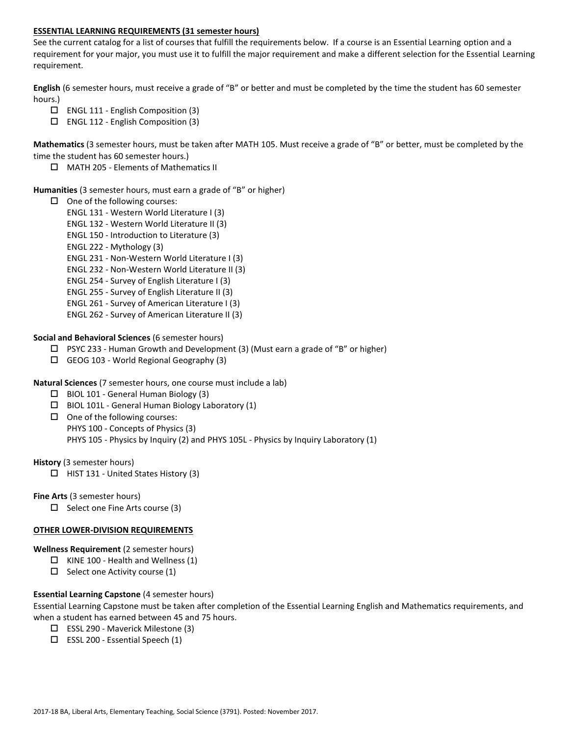**ESSENTIAL LEARNING REQUIREMENTS (31 semester hours)**

See the current catalog for a list of courses that fulfill the requirements below. If a course is an Essential Learning option and a requirement for your major, you must use it to fulfill the major requirement and make a different selection for the Essential Learning requirement.

**English** (6 semester hours, must receive a grade of "B" or better and must be completed by the time the student has 60 semester hours.)

- ☐ ENGL 111 - English Composition (3)
- ☐ ENGL 112 - English Composition (3)

**Mathematics** (3 semester hours, must be taken after MATH 105. Must receive a grade of "B" or better, must be completed by the time the student has 60 semester hours.)

- ☐ MATH 205 - Elements of Mathematics II

**Humanities** (3 semester hours, must earn a grade of "B" or higher)

- ☐ One of the following courses:
  - ENGL 131 - Western World Literature I (3)
  - ENGL 132 - Western World Literature II (3)
  - ENGL 150 - Introduction to Literature (3)
  - ENGL 222 - Mythology (3)
  - ENGL 231 - Non-Western World Literature I (3)
  - ENGL 232 - Non-Western World Literature II (3)
  - ENGL 254 - Survey of English Literature I (3)
  - ENGL 255 - Survey of English Literature II (3)
  - ENGL 261 - Survey of American Literature I (3)
  - ENGL 262 - Survey of American Literature II (3)

**Social and Behavioral Sciences** (6 semester hours)

- ☐ PSYC 233 - Human Growth and Development (3) (Must earn a grade of "B" or higher)
- ☐ GEOG 103 - World Regional Geography (3)

**Natural Sciences** (7 semester hours, one course must include a lab)

- ☐ BIOL 101 - General Human Biology (3)
- ☐ BIOL 101L - General Human Biology Laboratory (1)
- ☐ One of the following courses:
  - PHYS 100 - Concepts of Physics (3)
  - PHYS 105 - Physics by Inquiry (2) and PHYS 105L - Physics by Inquiry Laboratory (1)

**History** (3 semester hours)

- ☐ HIST 131 - United States History (3)

**Fine Arts** (3 semester hours)

- ☐ Select one Fine Arts course (3)

**OTHER LOWER-DIVISION REQUIREMENTS**

**Wellness Requirement** (2 semester hours)

- ☐ KINE 100 - Health and Wellness (1)
- ☐ Select one Activity course (1)

**Essential Learning Capstone** (4 semester hours)

Essential Learning Capstone must be taken after completion of the Essential Learning English and Mathematics requirements, and when a student has earned between 45 and 75 hours.

- ☐ ESSL 290 - Maverick Milestone (3)
- ☐ ESSL 200 - Essential Speech (1)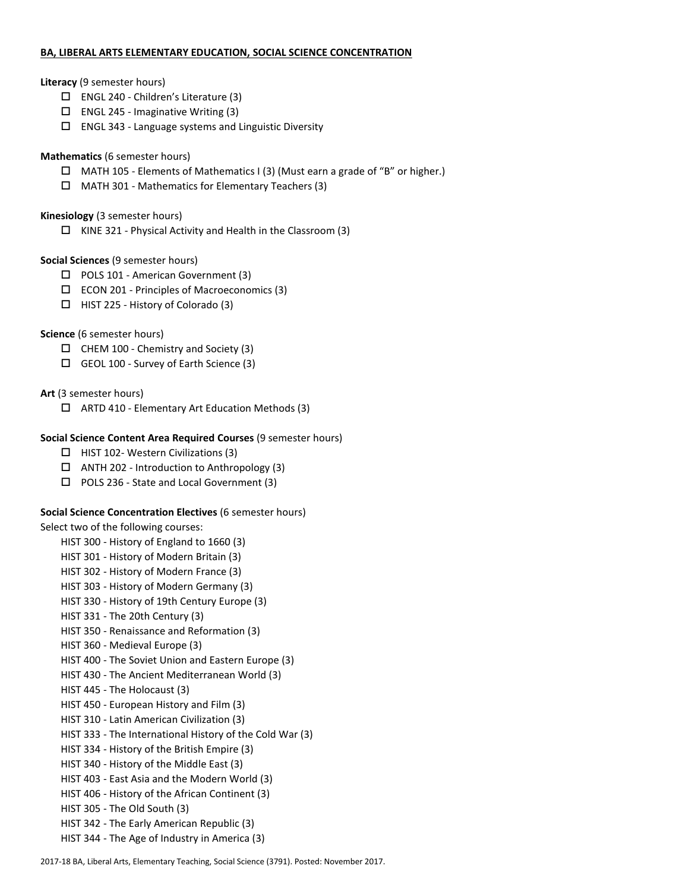**BA, LIBERAL ARTS ELEMENTARY EDUCATION, SOCIAL SCIENCE CONCENTRATION**

**Literacy** (9 semester hours)

- ☐ ENGL 240 - Children's Literature (3)
- ☐ ENGL 245 - Imaginative Writing (3)
- ☐ ENGL 343 - Language systems and Linguistic Diversity

**Mathematics** (6 semester hours)

- ☐ MATH 105 - Elements of Mathematics I (3) (Must earn a grade of "B" or higher.)
- ☐ MATH 301 - Mathematics for Elementary Teachers (3)

**Kinesiology** (3 semester hours)

- ☐ KINE 321 - Physical Activity and Health in the Classroom (3)

**Social Sciences** (9 semester hours)

- ☐ POLS 101 - American Government (3)
- ☐ ECON 201 - Principles of Macroeconomics (3)
- ☐ HIST 225 - History of Colorado (3)

**Science** (6 semester hours)

- ☐ CHEM 100 - Chemistry and Society (3)
- ☐ GEOL 100 - Survey of Earth Science (3)

**Art** (3 semester hours)

- ☐ ARTD 410 - Elementary Art Education Methods (3)

**Social Science Content Area Required Courses** (9 semester hours)

- ☐ HIST 102- Western Civilizations (3)
- ☐ ANTH 202 - Introduction to Anthropology (3)
- ☐ POLS 236 - State and Local Government (3)

**Social Science Concentration Electives** (6 semester hours)

Select two of the following courses:

HIST 300 - History of England to 1660 (3)
HIST 301 - History of Modern Britain (3)
HIST 302 - History of Modern France (3)
HIST 303 - History of Modern Germany (3)
HIST 330 - History of 19th Century Europe (3)
HIST 331 - The 20th Century (3)
HIST 350 - Renaissance and Reformation (3)
HIST 360 - Medieval Europe (3)
HIST 400 - The Soviet Union and Eastern Europe (3)
HIST 430 - The Ancient Mediterranean World (3)
HIST 445 - The Holocaust (3)
HIST 450 - European History and Film (3)
HIST 310 - Latin American Civilization (3)
HIST 333 - The International History of the Cold War (3)
HIST 334 - History of the British Empire (3)
HIST 340 - History of the Middle East (3)
HIST 403 - East Asia and the Modern World (3)
HIST 406 - History of the African Continent (3)
HIST 305 - The Old South (3)
HIST 342 - The Early American Republic (3)
HIST 344 - The Age of Industry in America (3)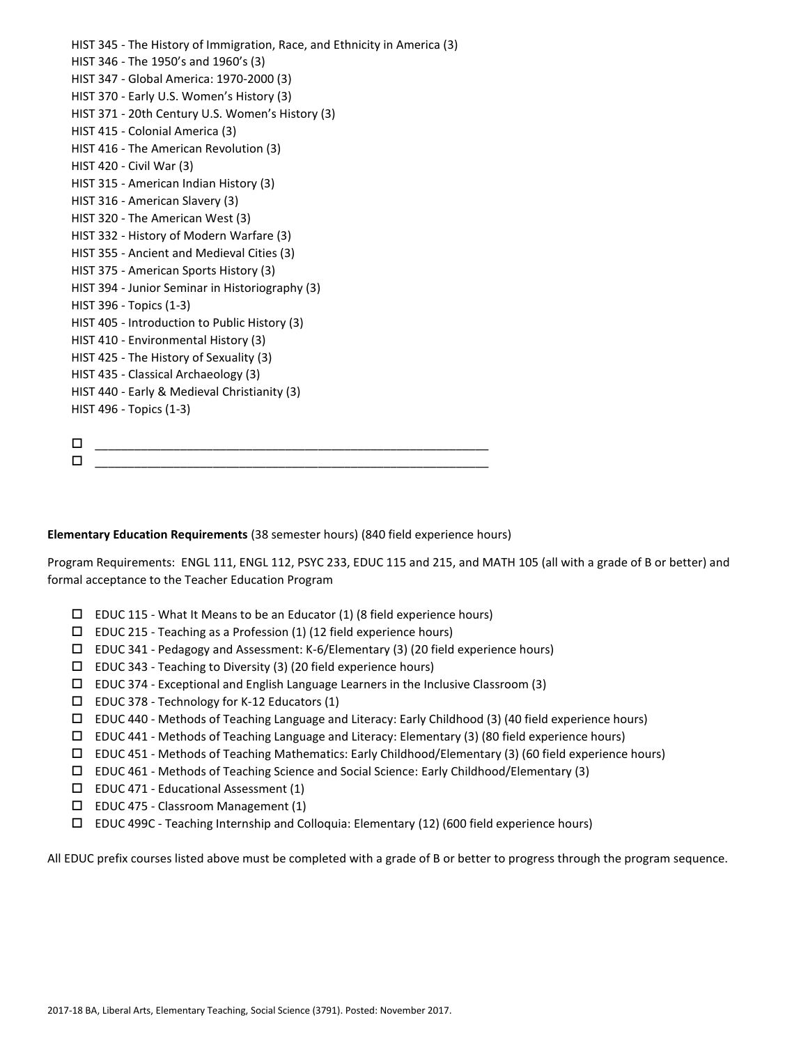HIST 345 - The History of Immigration, Race, and Ethnicity in America (3)
HIST 346 - The 1950's and 1960's (3)
HIST 347 - Global America: 1970-2000 (3)
HIST 370 - Early U.S. Women's History (3)
HIST 371 - 20th Century U.S. Women's History (3)
HIST 415 - Colonial America (3)
HIST 416 - The American Revolution (3)
HIST 420 - Civil War (3)
HIST 315 - American Indian History (3)
HIST 316 - American Slavery (3)
HIST 320 - The American West (3)
HIST 332 - History of Modern Warfare (3)
HIST 355 - Ancient and Medieval Cities (3)
HIST 375 - American Sports History (3)
HIST 394 - Junior Seminar in Historiography (3)
HIST 396 - Topics (1-3)
HIST 405 - Introduction to Public History (3)
HIST 410 - Environmental History (3)
HIST 425 - The History of Sexuality (3)
HIST 435 - Classical Archaeology (3)
HIST 440 - Early & Medieval Christianity (3)
HIST 496 - Topics (1-3)

- ☐ ____________________________________________________________
- ☐ ____________________________________________________________

**Elementary Education Requirements** (38 semester hours) (840 field experience hours)

Program Requirements: ENGL 111, ENGL 112, PSYC 233, EDUC 115 and 215, and MATH 105 (all with a grade of B or better) and formal acceptance to the Teacher Education Program

- ☐ EDUC 115 - What It Means to be an Educator (1) (8 field experience hours)
- ☐ EDUC 215 - Teaching as a Profession (1) (12 field experience hours)
- ☐ EDUC 341 - Pedagogy and Assessment: K-6/Elementary (3) (20 field experience hours)
- ☐ EDUC 343 - Teaching to Diversity (3) (20 field experience hours)
- ☐ EDUC 374 - Exceptional and English Language Learners in the Inclusive Classroom (3)
- ☐ EDUC 378 - Technology for K-12 Educators (1)
- ☐ EDUC 440 - Methods of Teaching Language and Literacy: Early Childhood (3) (40 field experience hours)
- ☐ EDUC 441 - Methods of Teaching Language and Literacy: Elementary (3) (80 field experience hours)
- ☐ EDUC 451 - Methods of Teaching Mathematics: Early Childhood/Elementary (3) (60 field experience hours)
- ☐ EDUC 461 - Methods of Teaching Science and Social Science: Early Childhood/Elementary (3)
- ☐ EDUC 471 - Educational Assessment (1)
- ☐ EDUC 475 - Classroom Management (1)
- ☐ EDUC 499C - Teaching Internship and Colloquia: Elementary (12) (600 field experience hours)

All EDUC prefix courses listed above must be completed with a grade of B or better to progress through the program sequence.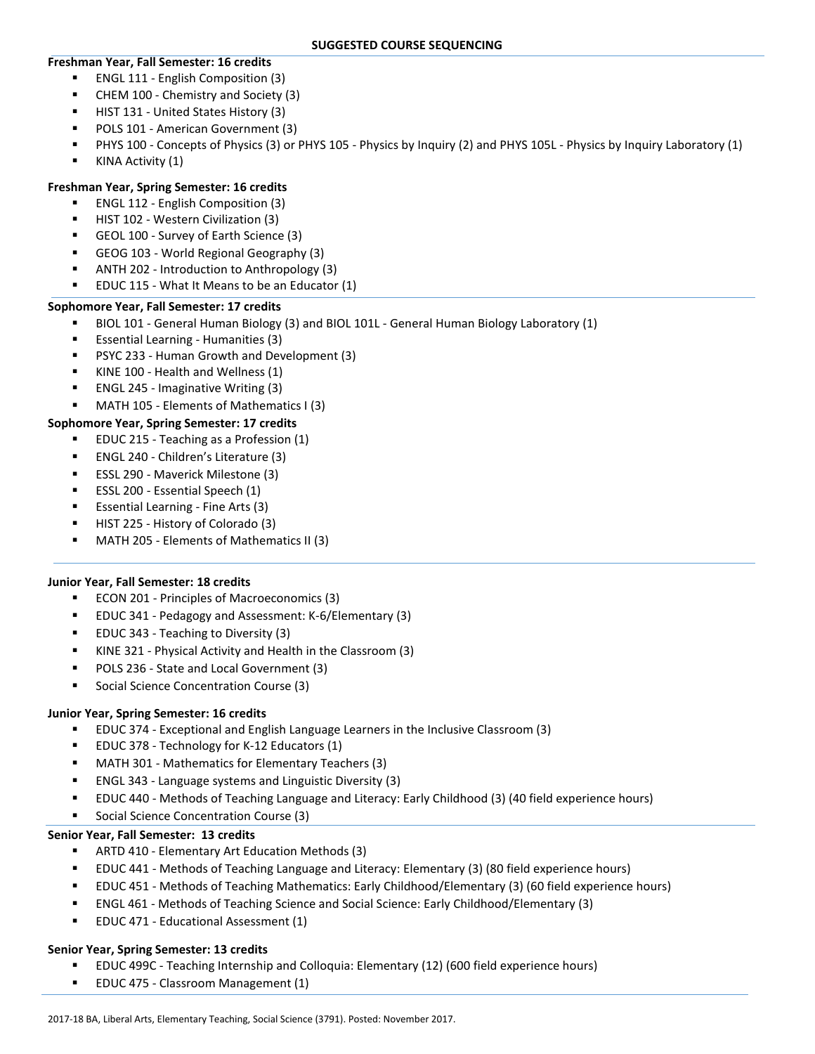## SUGGESTED COURSE SEQUENCING

**Freshman Year, Fall Semester: 16 credits**

- ENGL 111 - English Composition (3)
- CHEM 100 - Chemistry and Society (3)
- HIST 131 - United States History (3)
- POLS 101 - American Government (3)
- PHYS 100 - Concepts of Physics (3) or PHYS 105 - Physics by Inquiry (2) and PHYS 105L - Physics by Inquiry Laboratory (1)
- KINA Activity (1)

**Freshman Year, Spring Semester: 16 credits**

- ENGL 112 - English Composition (3)
- HIST 102 - Western Civilization (3)
- GEOL 100 - Survey of Earth Science (3)
- GEOG 103 - World Regional Geography (3)
- ANTH 202 - Introduction to Anthropology (3)
- EDUC 115 - What It Means to be an Educator (1)

**Sophomore Year, Fall Semester: 17 credits**

- BIOL 101 - General Human Biology (3) and BIOL 101L - General Human Biology Laboratory (1)
- Essential Learning - Humanities (3)
- PSYC 233 - Human Growth and Development (3)
- KINE 100 - Health and Wellness (1)
- ENGL 245 - Imaginative Writing (3)
- MATH 105 - Elements of Mathematics I (3)

**Sophomore Year, Spring Semester: 17 credits**

- EDUC 215 - Teaching as a Profession (1)
- ENGL 240 - Children's Literature (3)
- ESSL 290 - Maverick Milestone (3)
- ESSL 200 - Essential Speech (1)
- Essential Learning - Fine Arts (3)
- HIST 225 - History of Colorado (3)
- MATH 205 - Elements of Mathematics II (3)

**Junior Year, Fall Semester: 18 credits**

- ECON 201 - Principles of Macroeconomics (3)
- EDUC 341 - Pedagogy and Assessment: K-6/Elementary (3)
- EDUC 343 - Teaching to Diversity (3)
- KINE 321 - Physical Activity and Health in the Classroom (3)
- POLS 236 - State and Local Government (3)
- Social Science Concentration Course (3)

**Junior Year, Spring Semester: 16 credits**

- EDUC 374 - Exceptional and English Language Learners in the Inclusive Classroom (3)
- EDUC 378 - Technology for K-12 Educators (1)
- MATH 301 - Mathematics for Elementary Teachers (3)
- ENGL 343 - Language systems and Linguistic Diversity (3)
- EDUC 440 - Methods of Teaching Language and Literacy: Early Childhood (3) (40 field experience hours)
- Social Science Concentration Course (3)

**Senior Year, Fall Semester: 13 credits**

- ARTD 410 - Elementary Art Education Methods (3)
- EDUC 441 - Methods of Teaching Language and Literacy: Elementary (3) (80 field experience hours)
- EDUC 451 - Methods of Teaching Mathematics: Early Childhood/Elementary (3) (60 field experience hours)
- ENGL 461 - Methods of Teaching Science and Social Science: Early Childhood/Elementary (3)
- EDUC 471 - Educational Assessment (1)

**Senior Year, Spring Semester: 13 credits**

- EDUC 499C - Teaching Internship and Colloquia: Elementary (12) (600 field experience hours)
- EDUC 475 - Classroom Management (1)

2017-18 BA, Liberal Arts, Elementary Teaching, Social Science (3791). Posted: November 2017.